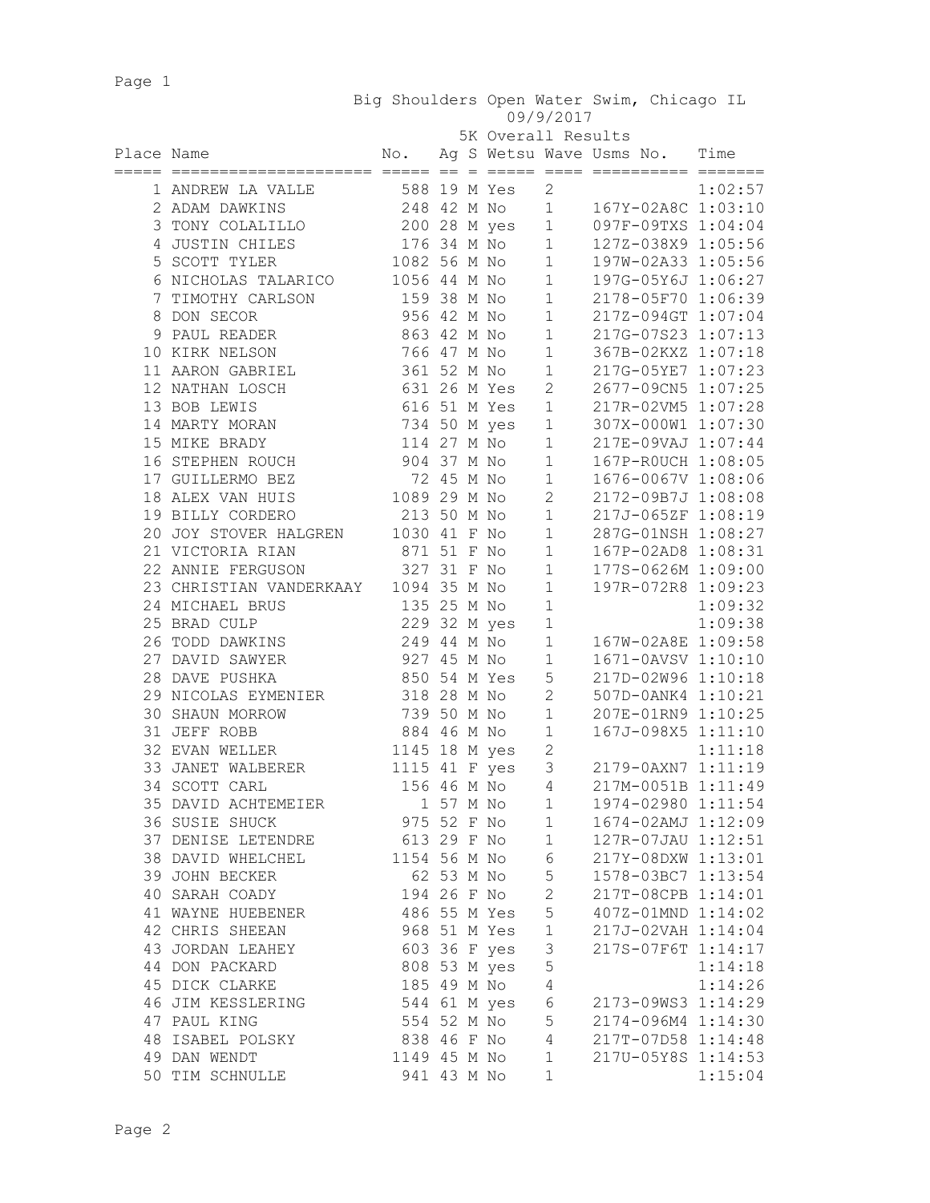Big Shoulders Open Water Swim, Chicago IL

09/9/2017

5K Overall Results

| Place | Name | No. | Ag | S | Wetsu | Wave | Usms No. | Time |
|---|---|---|---|---|---|---|---|---|
| 1 | ANDREW LA VALLE | 588 | 19 | M | Yes | 2 | | 1:02:57 |
| 2 | ADAM DAWKINS | 248 | 42 | M | No | 1 | 167Y-02A8C | 1:03:10 |
| 3 | TONY COLALILLO | 200 | 28 | M | yes | 1 | 097F-09TXS | 1:04:04 |
| 4 | JUSTIN CHILES | 176 | 34 | M | No | 1 | 127Z-038X9 | 1:05:56 |
| 5 | SCOTT TYLER | 1082 | 56 | M | No | 1 | 197W-02A33 | 1:05:56 |
| 6 | NICHOLAS TALARICO | 1056 | 44 | M | No | 1 | 197G-05Y6J | 1:06:27 |
| 7 | TIMOTHY CARLSON | 159 | 38 | M | No | 1 | 2178-05F70 | 1:06:39 |
| 8 | DON SECOR | 956 | 42 | M | No | 1 | 217Z-094GT | 1:07:04 |
| 9 | PAUL READER | 863 | 42 | M | No | 1 | 217G-07S23 | 1:07:13 |
| 10 | KIRK NELSON | 766 | 47 | M | No | 1 | 367B-02KXZ | 1:07:18 |
| 11 | AARON GABRIEL | 361 | 52 | M | No | 1 | 217G-05YE7 | 1:07:23 |
| 12 | NATHAN LOSCH | 631 | 26 | M | Yes | 2 | 2677-09CN5 | 1:07:25 |
| 13 | BOB LEWIS | 616 | 51 | M | Yes | 1 | 217R-02VM5 | 1:07:28 |
| 14 | MARTY MORAN | 734 | 50 | M | yes | 1 | 307X-000W1 | 1:07:30 |
| 15 | MIKE BRADY | 114 | 27 | M | No | 1 | 217E-09VAJ | 1:07:44 |
| 16 | STEPHEN ROUCH | 904 | 37 | M | No | 1 | 167P-R0UCH | 1:08:05 |
| 17 | GUILLERMO BEZ | 72 | 45 | M | No | 1 | 1676-0067V | 1:08:06 |
| 18 | ALEX VAN HUIS | 1089 | 29 | M | No | 2 | 2172-09B7J | 1:08:08 |
| 19 | BILLY CORDERO | 213 | 50 | M | No | 1 | 217J-065ZF | 1:08:19 |
| 20 | JOY STOVER HALGREN | 1030 | 41 | F | No | 1 | 287G-01NSH | 1:08:27 |
| 21 | VICTORIA RIAN | 871 | 51 | F | No | 1 | 167P-02AD8 | 1:08:31 |
| 22 | ANNIE FERGUSON | 327 | 31 | F | No | 1 | 177S-0626M | 1:09:00 |
| 23 | CHRISTIAN VANDERKAAY | 1094 | 35 | M | No | 1 | 197R-072R8 | 1:09:23 |
| 24 | MICHAEL BRUS | 135 | 25 | M | No | 1 | | 1:09:32 |
| 25 | BRAD CULP | 229 | 32 | M | yes | 1 | | 1:09:38 |
| 26 | TODD DAWKINS | 249 | 44 | M | No | 1 | 167W-02A8E | 1:09:58 |
| 27 | DAVID SAWYER | 927 | 45 | M | No | 1 | 1671-0AVSV | 1:10:10 |
| 28 | DAVE PUSHKA | 850 | 54 | M | Yes | 5 | 217D-02W96 | 1:10:18 |
| 29 | NICOLAS EYMENIER | 318 | 28 | M | No | 2 | 507D-0ANK4 | 1:10:21 |
| 30 | SHAUN MORROW | 739 | 50 | M | No | 1 | 207E-01RN9 | 1:10:25 |
| 31 | JEFF ROBB | 884 | 46 | M | No | 1 | 167J-098X5 | 1:11:10 |
| 32 | EVAN WELLER | 1145 | 18 | M | yes | 2 | | 1:11:18 |
| 33 | JANET WALBERER | 1115 | 41 | F | yes | 3 | 2179-0AXN7 | 1:11:19 |
| 34 | SCOTT CARL | 156 | 46 | M | No | 4 | 217M-0051B | 1:11:49 |
| 35 | DAVID ACHTEMEIER | 1 | 57 | M | No | 1 | 1974-02980 | 1:11:54 |
| 36 | SUSIE SHUCK | 975 | 52 | F | No | 1 | 1674-02AMJ | 1:12:09 |
| 37 | DENISE LETENDRE | 613 | 29 | F | No | 1 | 127R-07JAU | 1:12:51 |
| 38 | DAVID WHELCHEL | 1154 | 56 | M | No | 6 | 217Y-08DXW | 1:13:01 |
| 39 | JOHN BECKER | 62 | 53 | M | No | 5 | 1578-03BC7 | 1:13:54 |
| 40 | SARAH COADY | 194 | 26 | F | No | 2 | 217T-08CPB | 1:14:01 |
| 41 | WAYNE HUEBENER | 486 | 55 | M | Yes | 5 | 407Z-01MND | 1:14:02 |
| 42 | CHRIS SHEEAN | 968 | 51 | M | Yes | 1 | 217J-02VAH | 1:14:04 |
| 43 | JORDAN LEAHEY | 603 | 36 | F | yes | 3 | 217S-07F6T | 1:14:17 |
| 44 | DON PACKARD | 808 | 53 | M | yes | 5 | | 1:14:18 |
| 45 | DICK CLARKE | 185 | 49 | M | No | 4 | | 1:14:26 |
| 46 | JIM KESSLERING | 544 | 61 | M | yes | 6 | 2173-09WS3 | 1:14:29 |
| 47 | PAUL KING | 554 | 52 | M | No | 5 | 2174-096M4 | 1:14:30 |
| 48 | ISABEL POLSKY | 838 | 46 | F | No | 4 | 217T-07D58 | 1:14:48 |
| 49 | DAN WENDT | 1149 | 45 | M | No | 1 | 217U-05Y8S | 1:14:53 |
| 50 | TIM SCHNULLE | 941 | 43 | M | No | 1 | | 1:15:04 |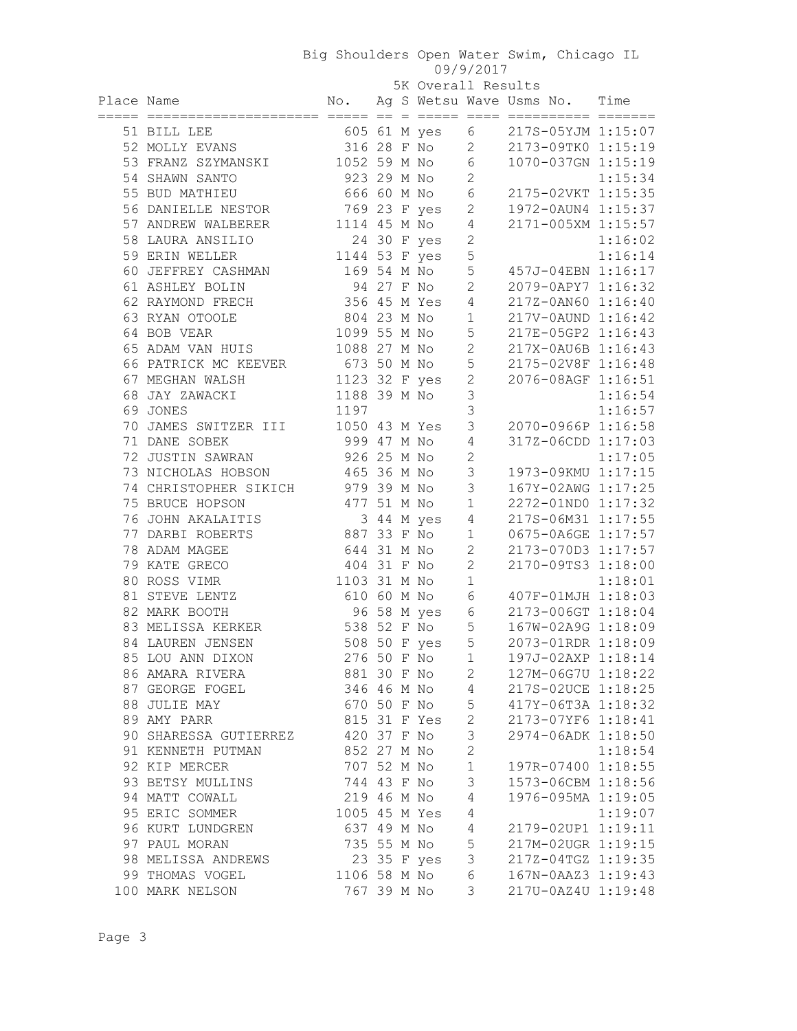Big Shoulders Open Water Swim, Chicago IL

09/9/2017

5K Overall Results

| Place | Name | No. | Ag | S | Wetsu | Wave | Usms No. | Time |
|---|---|---|---|---|---|---|---|---|
| 51 | BILL LEE | 605 | 61 | M | yes | 6 | 217S-05YJM | 1:15:07 |
| 52 | MOLLY EVANS | 316 | 28 | F | No | 2 | 2173-09TK0 | 1:15:19 |
| 53 | FRANZ SZYMANSKI | 1052 | 59 | M | No | 6 | 1070-037GN | 1:15:19 |
| 54 | SHAWN SANTO | 923 | 29 | M | No | 2 | | 1:15:34 |
| 55 | BUD MATHIEU | 666 | 60 | M | No | 6 | 2175-02VKT | 1:15:35 |
| 56 | DANIELLE NESTOR | 769 | 23 | F | yes | 2 | 1972-0AUN4 | 1:15:37 |
| 57 | ANDREW WALBERER | 1114 | 45 | M | No | 4 | 2171-005XM | 1:15:57 |
| 58 | LAURA ANSILIO | 24 | 30 | F | yes | 2 | | 1:16:02 |
| 59 | ERIN WELLER | 1144 | 53 | F | yes | 5 | | 1:16:14 |
| 60 | JEFFREY CASHMAN | 169 | 54 | M | No | 5 | 457J-04EBN | 1:16:17 |
| 61 | ASHLEY BOLIN | 94 | 27 | F | No | 2 | 2079-0APY7 | 1:16:32 |
| 62 | RAYMOND FRECH | 356 | 45 | M | Yes | 4 | 217Z-0AN60 | 1:16:40 |
| 63 | RYAN OTOOLE | 804 | 23 | M | No | 1 | 217V-0AUND | 1:16:42 |
| 64 | BOB VEAR | 1099 | 55 | M | No | 5 | 217E-05GP2 | 1:16:43 |
| 65 | ADAM VAN HUIS | 1088 | 27 | M | No | 2 | 217X-0AU6B | 1:16:43 |
| 66 | PATRICK MC KEEVER | 673 | 50 | M | No | 5 | 2175-02V8F | 1:16:48 |
| 67 | MEGHAN WALSH | 1123 | 32 | F | yes | 2 | 2076-08AGF | 1:16:51 |
| 68 | JAY ZAWACKI | 1188 | 39 | M | No | 3 | | 1:16:54 |
| 69 | JONES | 1197 | | | | 3 | | 1:16:57 |
| 70 | JAMES SWITZER III | 1050 | 43 | M | Yes | 3 | 2070-0966P | 1:16:58 |
| 71 | DANE SOBEK | 999 | 47 | M | No | 4 | 317Z-06CDD | 1:17:03 |
| 72 | JUSTIN SAWRAN | 926 | 25 | M | No | 2 | | 1:17:05 |
| 73 | NICHOLAS HOBSON | 465 | 36 | M | No | 3 | 1973-09KMU | 1:17:15 |
| 74 | CHRISTOPHER SIKICH | 979 | 39 | M | No | 3 | 167Y-02AWG | 1:17:25 |
| 75 | BRUCE HOPSON | 477 | 51 | M | No | 1 | 2272-01ND0 | 1:17:32 |
| 76 | JOHN AKALAITIS | 3 | 44 | M | yes | 4 | 217S-06M31 | 1:17:55 |
| 77 | DARBI ROBERTS | 887 | 33 | F | No | 1 | 0675-0A6GE | 1:17:57 |
| 78 | ADAM MAGEE | 644 | 31 | M | No | 2 | 2173-070D3 | 1:17:57 |
| 79 | KATE GRECO | 404 | 31 | F | No | 2 | 2170-09TS3 | 1:18:00 |
| 80 | ROSS VIMR | 1103 | 31 | M | No | 1 | | 1:18:01 |
| 81 | STEVE LENTZ | 610 | 60 | M | No | 6 | 407F-01MJH | 1:18:03 |
| 82 | MARK BOOTH | 96 | 58 | M | yes | 6 | 2173-006GT | 1:18:04 |
| 83 | MELISSA KERKER | 538 | 52 | F | No | 5 | 167W-02A9G | 1:18:09 |
| 84 | LAUREN JENSEN | 508 | 50 | F | yes | 5 | 2073-01RDR | 1:18:09 |
| 85 | LOU ANN DIXON | 276 | 50 | F | No | 1 | 197J-02AXP | 1:18:14 |
| 86 | AMARA RIVERA | 881 | 30 | F | No | 2 | 127M-06G7U | 1:18:22 |
| 87 | GEORGE FOGEL | 346 | 46 | M | No | 4 | 217S-02UCE | 1:18:25 |
| 88 | JULIE MAY | 670 | 50 | F | No | 5 | 417Y-06T3A | 1:18:32 |
| 89 | AMY PARR | 815 | 31 | F | Yes | 2 | 2173-07YF6 | 1:18:41 |
| 90 | SHARESSA GUTIERREZ | 420 | 37 | F | No | 3 | 2974-06ADK | 1:18:50 |
| 91 | KENNETH PUTMAN | 852 | 27 | M | No | 2 | | 1:18:54 |
| 92 | KIP MERCER | 707 | 52 | M | No | 1 | 197R-07400 | 1:18:55 |
| 93 | BETSY MULLINS | 744 | 43 | F | No | 3 | 1573-06CBM | 1:18:56 |
| 94 | MATT COWALL | 219 | 46 | M | No | 4 | 1976-095MA | 1:19:05 |
| 95 | ERIC SOMMER | 1005 | 45 | M | Yes | 4 | | 1:19:07 |
| 96 | KURT LUNDGREN | 637 | 49 | M | No | 4 | 2179-02UP1 | 1:19:11 |
| 97 | PAUL MORAN | 735 | 55 | M | No | 5 | 217M-02UGR | 1:19:15 |
| 98 | MELISSA ANDREWS | 23 | 35 | F | yes | 3 | 217Z-04TGZ | 1:19:35 |
| 99 | THOMAS VOGEL | 1106 | 58 | M | No | 6 | 167N-0AAZ3 | 1:19:43 |
| 100 | MARK NELSON | 767 | 39 | M | No | 3 | 217U-0AZ4U | 1:19:48 |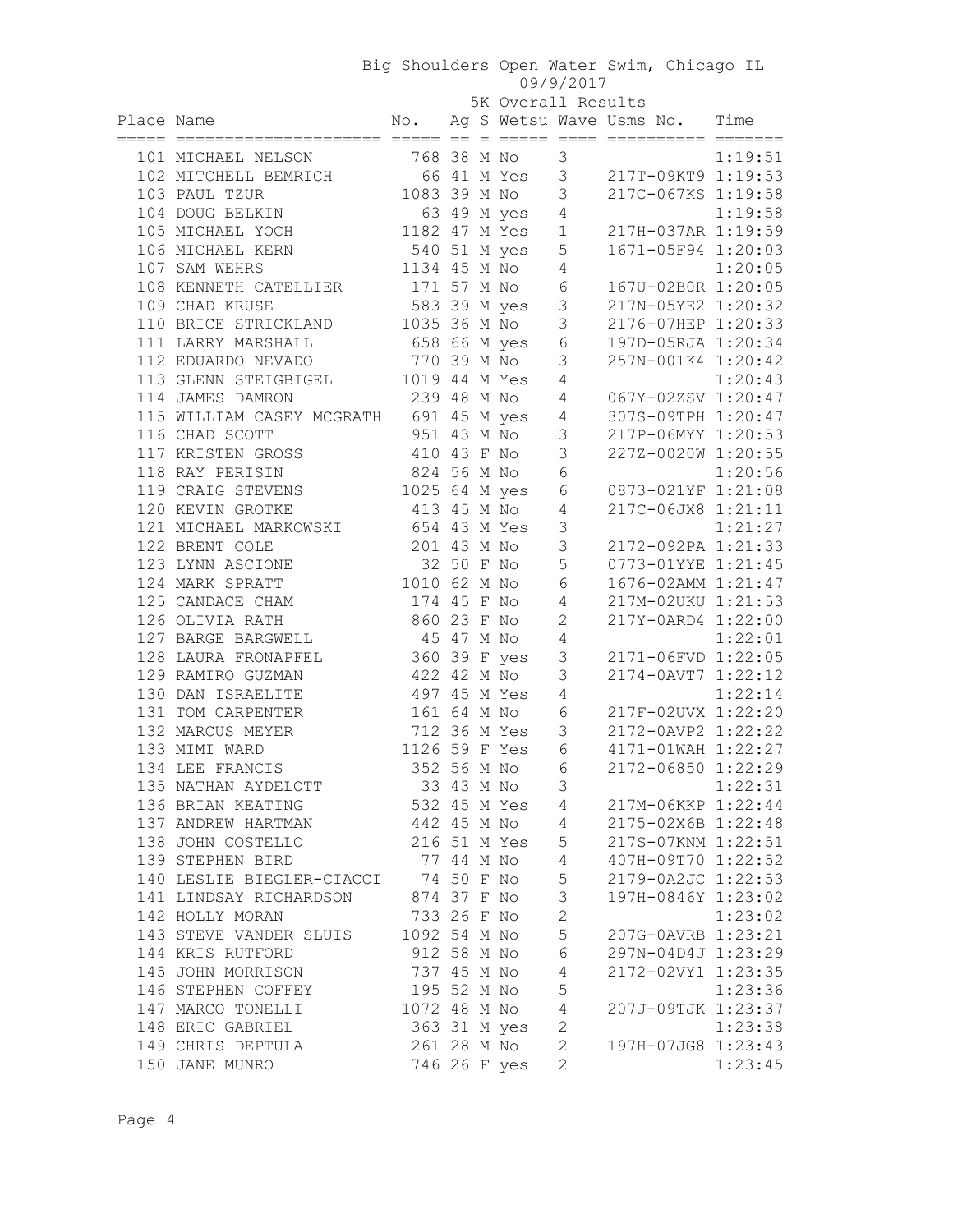Big Shoulders Open Water Swim, Chicago IL

09/9/2017

5K Overall Results

| Place | Name | No. | Ag | S | Wetsu | Wave | Usms No. | Time |
|---|---|---|---|---|---|---|---|---|
| 101 | MICHAEL NELSON | 768 | 38 | M | No | 3 | | 1:19:51 |
| 102 | MITCHELL BEMRICH | 66 | 41 | M | Yes | 3 | 217T-09KT9 | 1:19:53 |
| 103 | PAUL TZUR | 1083 | 39 | M | No | 3 | 217C-067KS | 1:19:58 |
| 104 | DOUG BELKIN | 63 | 49 | M | yes | 4 | | 1:19:58 |
| 105 | MICHAEL YOCH | 1182 | 47 | M | Yes | 1 | 217H-037AR | 1:19:59 |
| 106 | MICHAEL KERN | 540 | 51 | M | yes | 5 | 1671-05F94 | 1:20:03 |
| 107 | SAM WEHRS | 1134 | 45 | M | No | 4 | | 1:20:05 |
| 108 | KENNETH CATELLIER | 171 | 57 | M | No | 6 | 167U-02B0R | 1:20:05 |
| 109 | CHAD KRUSE | 583 | 39 | M | yes | 3 | 217N-05YE2 | 1:20:32 |
| 110 | BRICE STRICKLAND | 1035 | 36 | M | No | 3 | 2176-07HEP | 1:20:33 |
| 111 | LARRY MARSHALL | 658 | 66 | M | yes | 6 | 197D-05RJA | 1:20:34 |
| 112 | EDUARDO NEVADO | 770 | 39 | M | No | 3 | 257N-001K4 | 1:20:42 |
| 113 | GLENN STEIGBIGEL | 1019 | 44 | M | Yes | 4 | | 1:20:43 |
| 114 | JAMES DAMRON | 239 | 48 | M | No | 4 | 067Y-02ZSV | 1:20:47 |
| 115 | WILLIAM CASEY MCGRATH | 691 | 45 | M | yes | 4 | 307S-09TPH | 1:20:47 |
| 116 | CHAD SCOTT | 951 | 43 | M | No | 3 | 217P-06MYY | 1:20:53 |
| 117 | KRISTEN GROSS | 410 | 43 | F | No | 3 | 227Z-0020W | 1:20:55 |
| 118 | RAY PERISIN | 824 | 56 | M | No | 6 | | 1:20:56 |
| 119 | CRAIG STEVENS | 1025 | 64 | M | yes | 6 | 0873-021YF | 1:21:08 |
| 120 | KEVIN GROTKE | 413 | 45 | M | No | 4 | 217C-06JX8 | 1:21:11 |
| 121 | MICHAEL MARKOWSKI | 654 | 43 | M | Yes | 3 | | 1:21:27 |
| 122 | BRENT COLE | 201 | 43 | M | No | 3 | 2172-092PA | 1:21:33 |
| 123 | LYNN ASCIONE | 32 | 50 | F | No | 5 | 0773-01YYE | 1:21:45 |
| 124 | MARK SPRATT | 1010 | 62 | M | No | 6 | 1676-02AMM | 1:21:47 |
| 125 | CANDACE CHAM | 174 | 45 | F | No | 4 | 217M-02UKU | 1:21:53 |
| 126 | OLIVIA RATH | 860 | 23 | F | No | 2 | 217Y-0ARD4 | 1:22:00 |
| 127 | BARGE BARGWELL | 45 | 47 | M | No | 4 | | 1:22:01 |
| 128 | LAURA FRONAPFEL | 360 | 39 | F | yes | 3 | 2171-06FVD | 1:22:05 |
| 129 | RAMIRO GUZMAN | 422 | 42 | M | No | 3 | 2174-0AVT7 | 1:22:12 |
| 130 | DAN ISRAELITE | 497 | 45 | M | Yes | 4 | | 1:22:14 |
| 131 | TOM CARPENTER | 161 | 64 | M | No | 6 | 217F-02UVX | 1:22:20 |
| 132 | MARCUS MEYER | 712 | 36 | M | Yes | 3 | 2172-0AVP2 | 1:22:22 |
| 133 | MIMI WARD | 1126 | 59 | F | Yes | 6 | 4171-01WAH | 1:22:27 |
| 134 | LEE FRANCIS | 352 | 56 | M | No | 6 | 2172-06850 | 1:22:29 |
| 135 | NATHAN AYDELOTT | 33 | 43 | M | No | 3 | | 1:22:31 |
| 136 | BRIAN KEATING | 532 | 45 | M | Yes | 4 | 217M-06KKP | 1:22:44 |
| 137 | ANDREW HARTMAN | 442 | 45 | M | No | 4 | 2175-02X6B | 1:22:48 |
| 138 | JOHN COSTELLO | 216 | 51 | M | Yes | 5 | 217S-07KNM | 1:22:51 |
| 139 | STEPHEN BIRD | 77 | 44 | M | No | 4 | 407H-09T70 | 1:22:52 |
| 140 | LESLIE BIEGLER-CIACCI | 74 | 50 | F | No | 5 | 2179-0A2JC | 1:22:53 |
| 141 | LINDSAY RICHARDSON | 874 | 37 | F | No | 3 | 197H-0846Y | 1:23:02 |
| 142 | HOLLY MORAN | 733 | 26 | F | No | 2 | | 1:23:02 |
| 143 | STEVE VANDER SLUIS | 1092 | 54 | M | No | 5 | 207G-0AVRB | 1:23:21 |
| 144 | KRIS RUTFORD | 912 | 58 | M | No | 6 | 297N-04D4J | 1:23:29 |
| 145 | JOHN MORRISON | 737 | 45 | M | No | 4 | 2172-02VY1 | 1:23:35 |
| 146 | STEPHEN COFFEY | 195 | 52 | M | No | 5 | | 1:23:36 |
| 147 | MARCO TONELLI | 1072 | 48 | M | No | 4 | 207J-09TJK | 1:23:37 |
| 148 | ERIC GABRIEL | 363 | 31 | M | yes | 2 | | 1:23:38 |
| 149 | CHRIS DEPTULA | 261 | 28 | M | No | 2 | 197H-07JG8 | 1:23:43 |
| 150 | JANE MUNRO | 746 | 26 | F | yes | 2 | | 1:23:45 |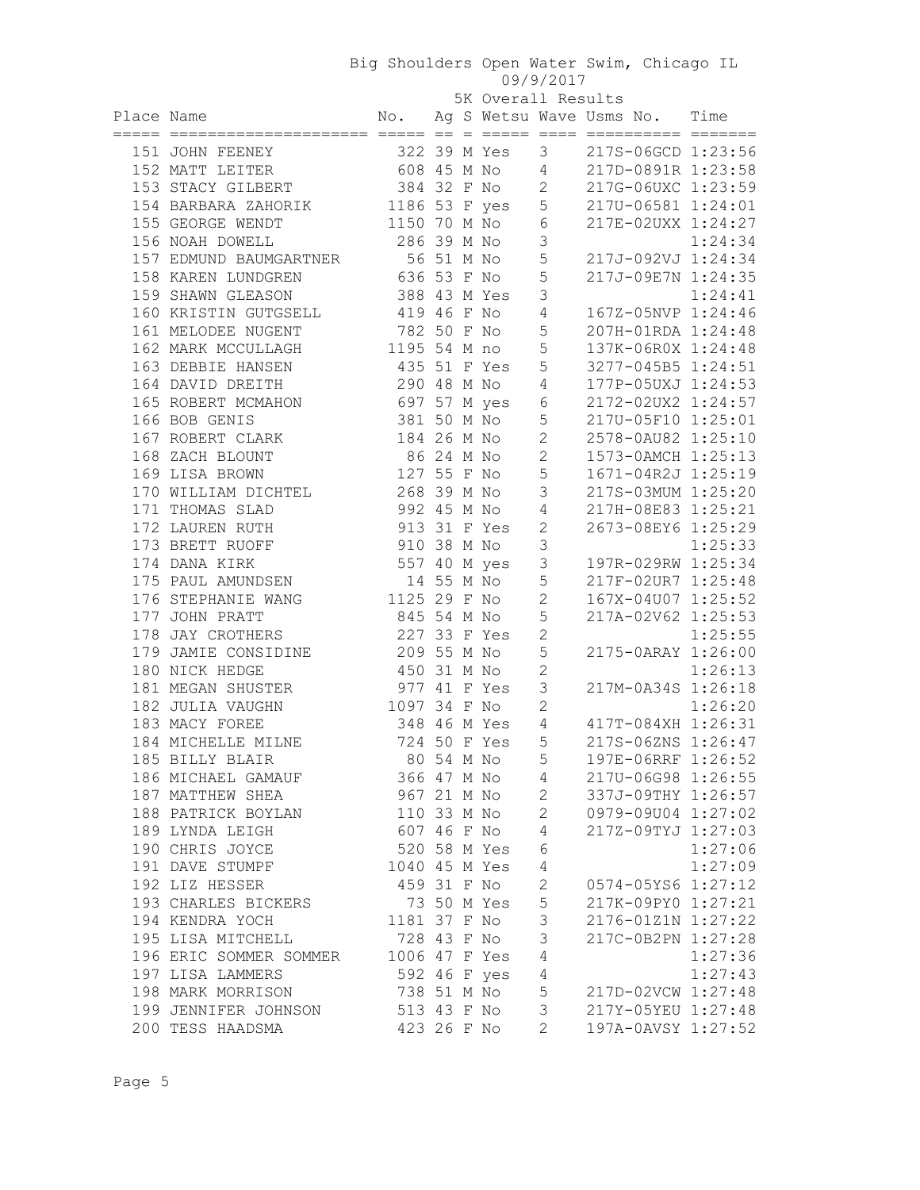Big Shoulders Open Water Swim, Chicago IL

09/9/2017

5K Overall Results

| Place | Name | No. | Ag | S | Wetsu | Wave | Usms No. | Time |
|---|---|---|---|---|---|---|---|---|
| 151 | JOHN FEENEY | 322 | 39 | M | Yes | 3 | 217S-06GCD | 1:23:56 |
| 152 | MATT LEITER | 608 | 45 | M | No | 4 | 217D-0891R | 1:23:58 |
| 153 | STACY GILBERT | 384 | 32 | F | No | 2 | 217G-06UXC | 1:23:59 |
| 154 | BARBARA ZAHORIK | 1186 | 53 | F | yes | 5 | 217U-06581 | 1:24:01 |
| 155 | GEORGE WENDT | 1150 | 70 | M | No | 6 | 217E-02UXX | 1:24:27 |
| 156 | NOAH DOWELL | 286 | 39 | M | No | 3 | | 1:24:34 |
| 157 | EDMUND BAUMGARTNER | 56 | 51 | M | No | 5 | 217J-092VJ | 1:24:34 |
| 158 | KAREN LUNDGREN | 636 | 53 | F | No | 5 | 217J-09E7N | 1:24:35 |
| 159 | SHAWN GLEASON | 388 | 43 | M | Yes | 3 | | 1:24:41 |
| 160 | KRISTIN GUTGSELL | 419 | 46 | F | No | 4 | 167Z-05NVP | 1:24:46 |
| 161 | MELODEE NUGENT | 782 | 50 | F | No | 5 | 207H-01RDA | 1:24:48 |
| 162 | MARK MCCULLAGH | 1195 | 54 | M | no | 5 | 137K-06R0X | 1:24:48 |
| 163 | DEBBIE HANSEN | 435 | 51 | F | Yes | 5 | 3277-045B5 | 1:24:51 |
| 164 | DAVID DREITH | 290 | 48 | M | No | 4 | 177P-05UXJ | 1:24:53 |
| 165 | ROBERT MCMAHON | 697 | 57 | M | yes | 6 | 2172-02UX2 | 1:24:57 |
| 166 | BOB GENIS | 381 | 50 | M | No | 5 | 217U-05F10 | 1:25:01 |
| 167 | ROBERT CLARK | 184 | 26 | M | No | 2 | 2578-0AU82 | 1:25:10 |
| 168 | ZACH BLOUNT | 86 | 24 | M | No | 2 | 1573-0AMCH | 1:25:13 |
| 169 | LISA BROWN | 127 | 55 | F | No | 5 | 1671-04R2J | 1:25:19 |
| 170 | WILLIAM DICHTEL | 268 | 39 | M | No | 3 | 217S-03MUM | 1:25:20 |
| 171 | THOMAS SLAD | 992 | 45 | M | No | 4 | 217H-08E83 | 1:25:21 |
| 172 | LAUREN RUTH | 913 | 31 | F | Yes | 2 | 2673-08EY6 | 1:25:29 |
| 173 | BRETT RUOFF | 910 | 38 | M | No | 3 | | 1:25:33 |
| 174 | DANA KIRK | 557 | 40 | M | yes | 3 | 197R-029RW | 1:25:34 |
| 175 | PAUL AMUNDSEN | 14 | 55 | M | No | 5 | 217F-02UR7 | 1:25:48 |
| 176 | STEPHANIE WANG | 1125 | 29 | F | No | 2 | 167X-04U07 | 1:25:52 |
| 177 | JOHN PRATT | 845 | 54 | M | No | 5 | 217A-02V62 | 1:25:53 |
| 178 | JAY CROTHERS | 227 | 33 | F | Yes | 2 | | 1:25:55 |
| 179 | JAMIE CONSIDINE | 209 | 55 | M | No | 5 | 2175-0ARAY | 1:26:00 |
| 180 | NICK HEDGE | 450 | 31 | M | No | 2 | | 1:26:13 |
| 181 | MEGAN SHUSTER | 977 | 41 | F | Yes | 3 | 217M-0A34S | 1:26:18 |
| 182 | JULIA VAUGHN | 1097 | 34 | F | No | 2 | | 1:26:20 |
| 183 | MACY FOREE | 348 | 46 | M | Yes | 4 | 417T-084XH | 1:26:31 |
| 184 | MICHELLE MILNE | 724 | 50 | F | Yes | 5 | 217S-06ZNS | 1:26:47 |
| 185 | BILLY BLAIR | 80 | 54 | M | No | 5 | 197E-06RRF | 1:26:52 |
| 186 | MICHAEL GAMAUF | 366 | 47 | M | No | 4 | 217U-06G98 | 1:26:55 |
| 187 | MATTHEW SHEA | 967 | 21 | M | No | 2 | 337J-09THY | 1:26:57 |
| 188 | PATRICK BOYLAN | 110 | 33 | M | No | 2 | 0979-09U04 | 1:27:02 |
| 189 | LYNDA LEIGH | 607 | 46 | F | No | 4 | 217Z-09TYJ | 1:27:03 |
| 190 | CHRIS JOYCE | 520 | 58 | M | Yes | 6 | | 1:27:06 |
| 191 | DAVE STUMPF | 1040 | 45 | M | Yes | 4 | | 1:27:09 |
| 192 | LIZ HESSER | 459 | 31 | F | No | 2 | 0574-05YS6 | 1:27:12 |
| 193 | CHARLES BICKERS | 73 | 50 | M | Yes | 5 | 217K-09PY0 | 1:27:21 |
| 194 | KENDRA YOCH | 1181 | 37 | F | No | 3 | 2176-01Z1N | 1:27:22 |
| 195 | LISA MITCHELL | 728 | 43 | F | No | 3 | 217C-0B2PN | 1:27:28 |
| 196 | ERIC SOMMER SOMMER | 1006 | 47 | F | Yes | 4 | | 1:27:36 |
| 197 | LISA LAMMERS | 592 | 46 | F | yes | 4 | | 1:27:43 |
| 198 | MARK MORRISON | 738 | 51 | M | No | 5 | 217D-02VCW | 1:27:48 |
| 199 | JENNIFER JOHNSON | 513 | 43 | F | No | 3 | 217Y-05YEU | 1:27:48 |
| 200 | TESS HAADSMA | 423 | 26 | F | No | 2 | 197A-0AVSY | 1:27:52 |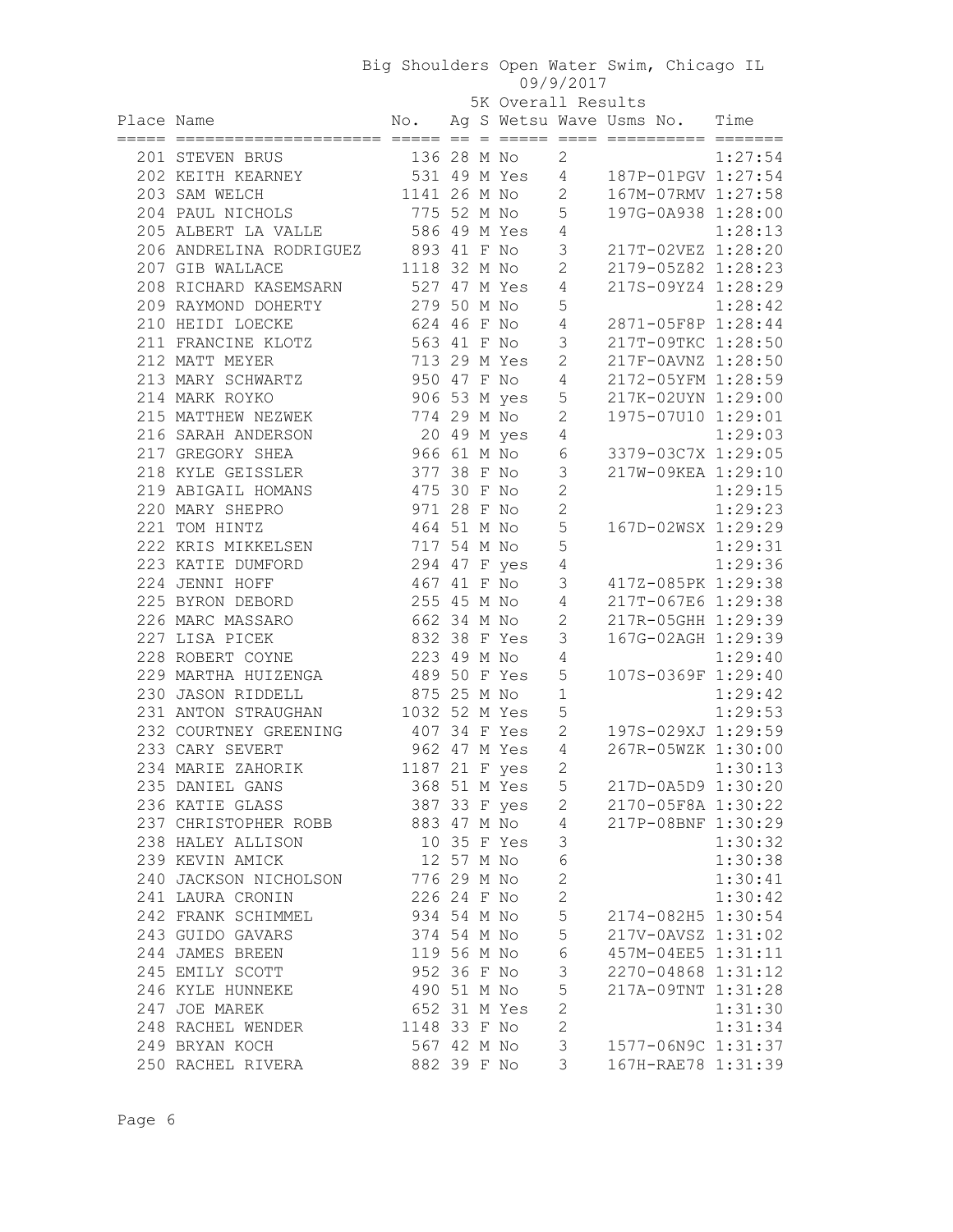# Big Shoulders Open Water Swim, Chicago IL

09/9/2017

5K Overall Results

| Place | Name | No. | Ag | S | Wetsu | Wave | Usms No. | Time |
|---|---|---|---|---|---|---|---|---|
| 201 | STEVEN BRUS | 136 | 28 | M | No | 2 | | 1:27:54 |
| 202 | KEITH KEARNEY | 531 | 49 | M | Yes | 4 | 187P-01PGV | 1:27:54 |
| 203 | SAM WELCH | 1141 | 26 | M | No | 2 | 167M-07RMV | 1:27:58 |
| 204 | PAUL NICHOLS | 775 | 52 | M | No | 5 | 197G-0A938 | 1:28:00 |
| 205 | ALBERT LA VALLE | 586 | 49 | M | Yes | 4 | | 1:28:13 |
| 206 | ANDRELINA RODRIGUEZ | 893 | 41 | F | No | 3 | 217T-02VEZ | 1:28:20 |
| 207 | GIB WALLACE | 1118 | 32 | M | No | 2 | 2179-05Z82 | 1:28:23 |
| 208 | RICHARD KASEMSARN | 527 | 47 | M | Yes | 4 | 217S-09YZ4 | 1:28:29 |
| 209 | RAYMOND DOHERTY | 279 | 50 | M | No | 5 | | 1:28:42 |
| 210 | HEIDI LOECKE | 624 | 46 | F | No | 4 | 2871-05F8P | 1:28:44 |
| 211 | FRANCINE KLOTZ | 563 | 41 | F | No | 3 | 217T-09TKC | 1:28:50 |
| 212 | MATT MEYER | 713 | 29 | M | Yes | 2 | 217F-0AVNZ | 1:28:50 |
| 213 | MARY SCHWARTZ | 950 | 47 | F | No | 4 | 2172-05YFM | 1:28:59 |
| 214 | MARK ROYKO | 906 | 53 | M | yes | 5 | 217K-02UYN | 1:29:00 |
| 215 | MATTHEW NEZWEK | 774 | 29 | M | No | 2 | 1975-07U10 | 1:29:01 |
| 216 | SARAH ANDERSON | 20 | 49 | M | yes | 4 | | 1:29:03 |
| 217 | GREGORY SHEA | 966 | 61 | M | No | 6 | 3379-03C7X | 1:29:05 |
| 218 | KYLE GEISSLER | 377 | 38 | F | No | 3 | 217W-09KEA | 1:29:10 |
| 219 | ABIGAIL HOMANS | 475 | 30 | F | No | 2 | | 1:29:15 |
| 220 | MARY SHEPRO | 971 | 28 | F | No | 2 | | 1:29:23 |
| 221 | TOM HINTZ | 464 | 51 | M | No | 5 | 167D-02WSX | 1:29:29 |
| 222 | KRIS MIKKELSEN | 717 | 54 | M | No | 5 | | 1:29:31 |
| 223 | KATIE DUMFORD | 294 | 47 | F | yes | 4 | | 1:29:36 |
| 224 | JENNI HOFF | 467 | 41 | F | No | 3 | 417Z-085PK | 1:29:38 |
| 225 | BYRON DEBORD | 255 | 45 | M | No | 4 | 217T-067E6 | 1:29:38 |
| 226 | MARC MASSARO | 662 | 34 | M | No | 2 | 217R-05GHH | 1:29:39 |
| 227 | LISA PICEK | 832 | 38 | F | Yes | 3 | 167G-02AGH | 1:29:39 |
| 228 | ROBERT COYNE | 223 | 49 | M | No | 4 | | 1:29:40 |
| 229 | MARTHA HUIZENGA | 489 | 50 | F | Yes | 5 | 107S-0369F | 1:29:40 |
| 230 | JASON RIDDELL | 875 | 25 | M | No | 1 | | 1:29:42 |
| 231 | ANTON STRAUGHAN | 1032 | 52 | M | Yes | 5 | | 1:29:53 |
| 232 | COURTNEY GREENING | 407 | 34 | F | Yes | 2 | 197S-029XJ | 1:29:59 |
| 233 | CARY SEVERT | 962 | 47 | M | Yes | 4 | 267R-05WZK | 1:30:00 |
| 234 | MARIE ZAHORIK | 1187 | 21 | F | yes | 2 | | 1:30:13 |
| 235 | DANIEL GANS | 368 | 51 | M | Yes | 5 | 217D-0A5D9 | 1:30:20 |
| 236 | KATIE GLASS | 387 | 33 | F | yes | 2 | 2170-05F8A | 1:30:22 |
| 237 | CHRISTOPHER ROBB | 883 | 47 | M | No | 4 | 217P-08BNF | 1:30:29 |
| 238 | HALEY ALLISON | 10 | 35 | F | Yes | 3 | | 1:30:32 |
| 239 | KEVIN AMICK | 12 | 57 | M | No | 6 | | 1:30:38 |
| 240 | JACKSON NICHOLSON | 776 | 29 | M | No | 2 | | 1:30:41 |
| 241 | LAURA CRONIN | 226 | 24 | F | No | 2 | | 1:30:42 |
| 242 | FRANK SCHIMMEL | 934 | 54 | M | No | 5 | 2174-082H5 | 1:30:54 |
| 243 | GUIDO GAVARS | 374 | 54 | M | No | 5 | 217V-0AVSZ | 1:31:02 |
| 244 | JAMES BREEN | 119 | 56 | M | No | 6 | 457M-04EE5 | 1:31:11 |
| 245 | EMILY SCOTT | 952 | 36 | F | No | 3 | 2270-04868 | 1:31:12 |
| 246 | KYLE HUNNEKE | 490 | 51 | M | No | 5 | 217A-09TNT | 1:31:28 |
| 247 | JOE MAREK | 652 | 31 | M | Yes | 2 | | 1:31:30 |
| 248 | RACHEL WENDER | 1148 | 33 | F | No | 2 | | 1:31:34 |
| 249 | BRYAN KOCH | 567 | 42 | M | No | 3 | 1577-06N9C | 1:31:37 |
| 250 | RACHEL RIVERA | 882 | 39 | F | No | 3 | 167H-RAE78 | 1:31:39 |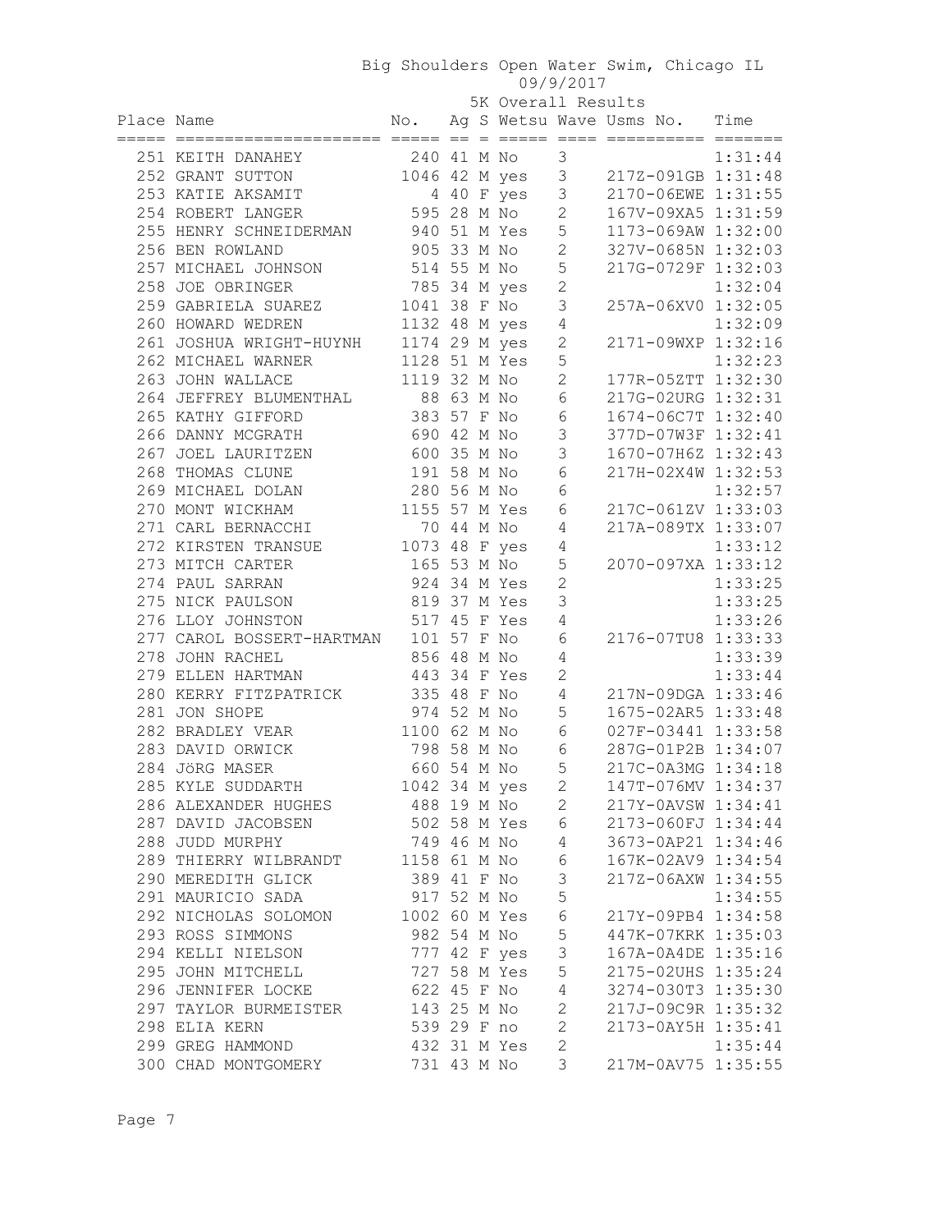Big Shoulders Open Water Swim, Chicago IL
09/9/2017
5K Overall Results

| Place | Name | No. | Ag | S | Wetsu | Wave | Usms No. | Time |
|---|---|---|---|---|---|---|---|---|
| 251 | KEITH DANAHEY | 240 | 41 | M | No | 3 | | 1:31:44 |
| 252 | GRANT SUTTON | 1046 | 42 | M | yes | 3 | 217Z-091GB | 1:31:48 |
| 253 | KATIE AKSAMIT | 4 | 40 | F | yes | 3 | 2170-06EWE | 1:31:55 |
| 254 | ROBERT LANGER | 595 | 28 | M | No | 2 | 167V-09XA5 | 1:31:59 |
| 255 | HENRY SCHNEIDERMAN | 940 | 51 | M | Yes | 5 | 1173-069AW | 1:32:00 |
| 256 | BEN ROWLAND | 905 | 33 | M | No | 2 | 327V-0685N | 1:32:03 |
| 257 | MICHAEL JOHNSON | 514 | 55 | M | No | 5 | 217G-0729F | 1:32:03 |
| 258 | JOE OBRINGER | 785 | 34 | M | yes | 2 | | 1:32:04 |
| 259 | GABRIELA SUAREZ | 1041 | 38 | F | No | 3 | 257A-06XV0 | 1:32:05 |
| 260 | HOWARD WEDREN | 1132 | 48 | M | yes | 4 | | 1:32:09 |
| 261 | JOSHUA WRIGHT-HUYNH | 1174 | 29 | M | yes | 2 | 2171-09WXP | 1:32:16 |
| 262 | MICHAEL WARNER | 1128 | 51 | M | Yes | 5 | | 1:32:23 |
| 263 | JOHN WALLACE | 1119 | 32 | M | No | 2 | 177R-05ZTT | 1:32:30 |
| 264 | JEFFREY BLUMENTHAL | 88 | 63 | M | No | 6 | 217G-02URG | 1:32:31 |
| 265 | KATHY GIFFORD | 383 | 57 | F | No | 6 | 1674-06C7T | 1:32:40 |
| 266 | DANNY MCGRATH | 690 | 42 | M | No | 3 | 377D-07W3F | 1:32:41 |
| 267 | JOEL LAURITZEN | 600 | 35 | M | No | 3 | 1670-07H6Z | 1:32:43 |
| 268 | THOMAS CLUNE | 191 | 58 | M | No | 6 | 217H-02X4W | 1:32:53 |
| 269 | MICHAEL DOLAN | 280 | 56 | M | No | 6 | | 1:32:57 |
| 270 | MONT WICKHAM | 1155 | 57 | M | Yes | 6 | 217C-061ZV | 1:33:03 |
| 271 | CARL BERNACCHI | 70 | 44 | M | No | 4 | 217A-089TX | 1:33:07 |
| 272 | KIRSTEN TRANSUE | 1073 | 48 | F | yes | 4 | | 1:33:12 |
| 273 | MITCH CARTER | 165 | 53 | M | No | 5 | 2070-097XA | 1:33:12 |
| 274 | PAUL SARRAN | 924 | 34 | M | Yes | 2 | | 1:33:25 |
| 275 | NICK PAULSON | 819 | 37 | M | Yes | 3 | | 1:33:25 |
| 276 | LLOY JOHNSTON | 517 | 45 | F | Yes | 4 | | 1:33:26 |
| 277 | CAROL BOSSERT-HARTMAN | 101 | 57 | F | No | 6 | 2176-07TU8 | 1:33:33 |
| 278 | JOHN RACHEL | 856 | 48 | M | No | 4 | | 1:33:39 |
| 279 | ELLEN HARTMAN | 443 | 34 | F | Yes | 2 | | 1:33:44 |
| 280 | KERRY FITZPATRICK | 335 | 48 | F | No | 4 | 217N-09DGA | 1:33:46 |
| 281 | JON SHOPE | 974 | 52 | M | No | 5 | 1675-02AR5 | 1:33:48 |
| 282 | BRADLEY VEAR | 1100 | 62 | M | No | 6 | 027F-03441 | 1:33:58 |
| 283 | DAVID ORWICK | 798 | 58 | M | No | 6 | 287G-01P2B | 1:34:07 |
| 284 | JöRG MASER | 660 | 54 | M | No | 5 | 217C-0A3MG | 1:34:18 |
| 285 | KYLE SUDDARTH | 1042 | 34 | M | yes | 2 | 147T-076MV | 1:34:37 |
| 286 | ALEXANDER HUGHES | 488 | 19 | M | No | 2 | 217Y-0AVSW | 1:34:41 |
| 287 | DAVID JACOBSEN | 502 | 58 | M | Yes | 6 | 2173-060FJ | 1:34:44 |
| 288 | JUDD MURPHY | 749 | 46 | M | No | 4 | 3673-0AP21 | 1:34:46 |
| 289 | THIERRY WILBRANDT | 1158 | 61 | M | No | 6 | 167K-02AV9 | 1:34:54 |
| 290 | MEREDITH GLICK | 389 | 41 | F | No | 3 | 217Z-06AXW | 1:34:55 |
| 291 | MAURICIO SADA | 917 | 52 | M | No | 5 | | 1:34:55 |
| 292 | NICHOLAS SOLOMON | 1002 | 60 | M | Yes | 6 | 217Y-09PB4 | 1:34:58 |
| 293 | ROSS SIMMONS | 982 | 54 | M | No | 5 | 447K-07KRK | 1:35:03 |
| 294 | KELLI NIELSON | 777 | 42 | F | yes | 3 | 167A-0A4DE | 1:35:16 |
| 295 | JOHN MITCHELL | 727 | 58 | M | Yes | 5 | 2175-02UHS | 1:35:24 |
| 296 | JENNIFER LOCKE | 622 | 45 | F | No | 4 | 3274-030T3 | 1:35:30 |
| 297 | TAYLOR BURMEISTER | 143 | 25 | M | No | 2 | 217J-09C9R | 1:35:32 |
| 298 | ELIA KERN | 539 | 29 | F | no | 2 | 2173-0AY5H | 1:35:41 |
| 299 | GREG HAMMOND | 432 | 31 | M | Yes | 2 | | 1:35:44 |
| 300 | CHAD MONTGOMERY | 731 | 43 | M | No | 3 | 217M-0AV75 | 1:35:55 |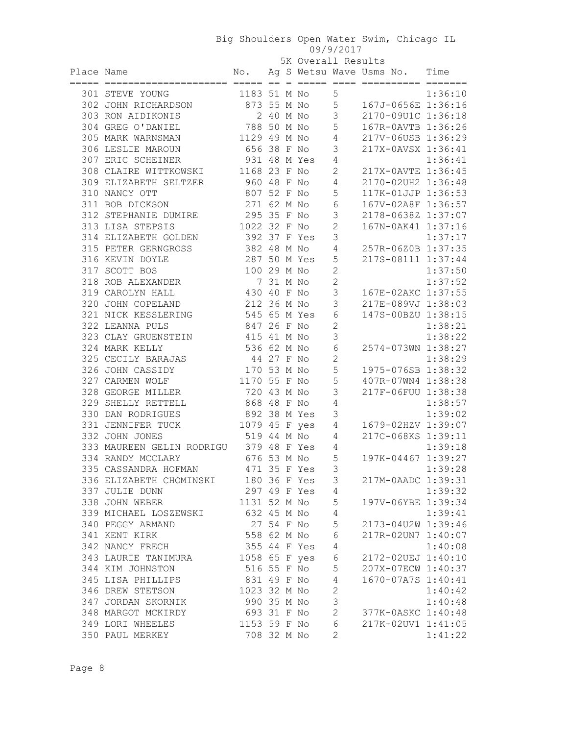# Big Shoulders Open Water Swim, Chicago IL

09/9/2017

5K Overall Results

| Place | Name | No. | Ag | S | Wetsu | Wave | Usms No. | Time |
|---|---|---|---|---|---|---|---|---|
| 301 | STEVE YOUNG | 1183 | 51 | M | No | 5 | | 1:36:10 |
| 302 | JOHN RICHARDSON | 873 | 55 | M | No | 5 | 167J-0656E | 1:36:16 |
| 303 | RON AIDIKONIS | 2 | 40 | M | No | 3 | 2170-09U1C | 1:36:18 |
| 304 | GREG O'DANIEL | 788 | 50 | M | No | 5 | 167R-0AVTB | 1:36:26 |
| 305 | MARK WARNSMAN | 1129 | 49 | M | No | 4 | 217V-06USB | 1:36:29 |
| 306 | LESLIE MAROUN | 656 | 38 | F | No | 3 | 217X-0AVSX | 1:36:41 |
| 307 | ERIC SCHEINER | 931 | 48 | M | Yes | 4 | | 1:36:41 |
| 308 | CLAIRE WITTKOWSKI | 1168 | 23 | F | No | 2 | 217X-0AVTE | 1:36:45 |
| 309 | ELIZABETH SELTZER | 960 | 48 | F | No | 4 | 2170-02UH2 | 1:36:48 |
| 310 | NANCY OTT | 807 | 52 | F | No | 5 | 117K-01JJP | 1:36:53 |
| 311 | BOB DICKSON | 271 | 62 | M | No | 6 | 167V-02A8F | 1:36:57 |
| 312 | STEPHANIE DUMIRE | 295 | 35 | F | No | 3 | 2178-0638Z | 1:37:07 |
| 313 | LISA STEPSIS | 1022 | 32 | F | No | 2 | 167N-0AK41 | 1:37:16 |
| 314 | ELIZABETH GOLDEN | 392 | 37 | F | Yes | 3 | | 1:37:17 |
| 315 | PETER GERNGROSS | 382 | 48 | M | No | 4 | 257R-06Z0B | 1:37:35 |
| 316 | KEVIN DOYLE | 287 | 50 | M | Yes | 5 | 217S-08111 | 1:37:44 |
| 317 | SCOTT BOS | 100 | 29 | M | No | 2 | | 1:37:50 |
| 318 | ROB ALEXANDER | 7 | 31 | M | No | 2 | | 1:37:52 |
| 319 | CAROLYN HALL | 430 | 40 | F | No | 3 | 167E-02AKC | 1:37:55 |
| 320 | JOHN COPELAND | 212 | 36 | M | No | 3 | 217E-089VJ | 1:38:03 |
| 321 | NICK KESSLERING | 545 | 65 | M | Yes | 6 | 147S-00BZU | 1:38:15 |
| 322 | LEANNA PULS | 847 | 26 | F | No | 2 | | 1:38:21 |
| 323 | CLAY GRUENSTEIN | 415 | 41 | M | No | 3 | | 1:38:22 |
| 324 | MARK KELLY | 536 | 62 | M | No | 6 | 2574-073WN | 1:38:27 |
| 325 | CECILY BARAJAS | 44 | 27 | F | No | 2 | | 1:38:29 |
| 326 | JOHN CASSIDY | 170 | 53 | M | No | 5 | 1975-076SB | 1:38:32 |
| 327 | CARMEN WOLF | 1170 | 55 | F | No | 5 | 407R-07WN4 | 1:38:38 |
| 328 | GEORGE MILLER | 720 | 43 | M | No | 3 | 217F-06FUU | 1:38:38 |
| 329 | SHELLY RETTELL | 868 | 48 | F | No | 4 | | 1:38:57 |
| 330 | DAN RODRIGUES | 892 | 38 | M | Yes | 3 | | 1:39:02 |
| 331 | JENNIFER TUCK | 1079 | 45 | F | yes | 4 | 1679-02HZV | 1:39:07 |
| 332 | JOHN JONES | 519 | 44 | M | No | 4 | 217C-068KS | 1:39:11 |
| 333 | MAUREEN GELIN RODRIGU | 379 | 48 | F | Yes | 4 | | 1:39:18 |
| 334 | RANDY MCCLARY | 676 | 53 | M | No | 5 | 197K-04467 | 1:39:27 |
| 335 | CASSANDRA HOFMAN | 471 | 35 | F | Yes | 3 | | 1:39:28 |
| 336 | ELIZABETH CHOMINSKI | 180 | 36 | F | Yes | 3 | 217M-0AADC | 1:39:31 |
| 337 | JULIE DUNN | 297 | 49 | F | Yes | 4 | | 1:39:32 |
| 338 | JOHN WEBER | 1131 | 52 | M | No | 5 | 197V-06YBE | 1:39:34 |
| 339 | MICHAEL LOSZEWSKI | 632 | 45 | M | No | 4 | | 1:39:41 |
| 340 | PEGGY ARMAND | 27 | 54 | F | No | 5 | 2173-04U2W | 1:39:46 |
| 341 | KENT KIRK | 558 | 62 | M | No | 6 | 217R-02UN7 | 1:40:07 |
| 342 | NANCY FRECH | 355 | 44 | F | Yes | 4 | | 1:40:08 |
| 343 | LAURIE TANIMURA | 1058 | 65 | F | yes | 6 | 2172-02UEJ | 1:40:10 |
| 344 | KIM JOHNSTON | 516 | 55 | F | No | 5 | 207X-07ECW | 1:40:37 |
| 345 | LISA PHILLIPS | 831 | 49 | F | No | 4 | 1670-07A7S | 1:40:41 |
| 346 | DREW STETSON | 1023 | 32 | M | No | 2 | | 1:40:42 |
| 347 | JORDAN SKORNIK | 990 | 35 | M | No | 3 | | 1:40:48 |
| 348 | MARGOT MCKIRDY | 693 | 31 | F | No | 2 | 377K-0ASKC | 1:40:48 |
| 349 | LORI WHEELES | 1153 | 59 | F | No | 6 | 217K-02UV1 | 1:41:05 |
| 350 | PAUL MERKEY | 708 | 32 | M | No | 2 | | 1:41:22 |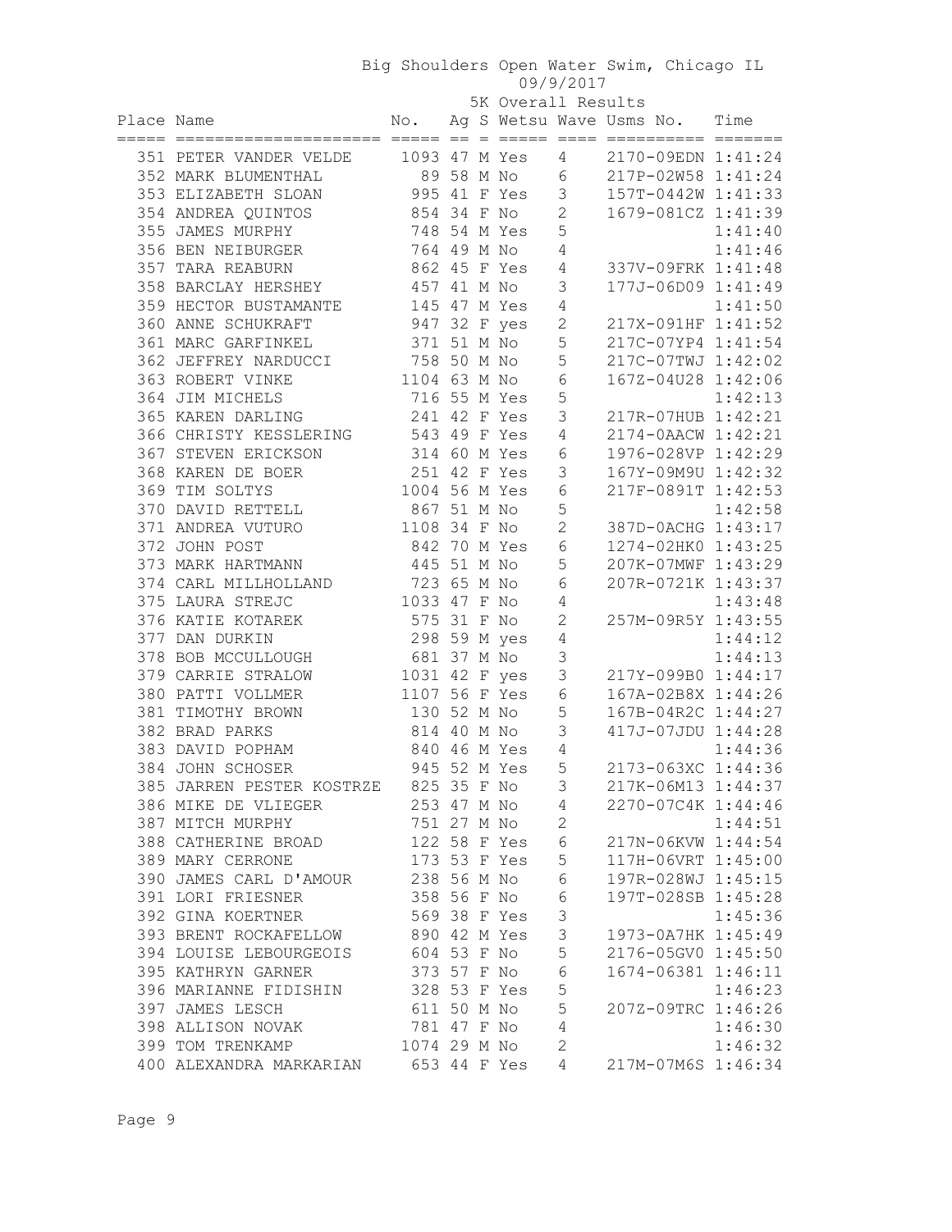# Big Shoulders Open Water Swim, Chicago IL

09/9/2017

5K Overall Results

| Place | Name | No. | Ag | S | Wetsu | Wave | Usms No. | Time |
|---|---|---|---|---|---|---|---|---|
| 351 | PETER VANDER VELDE | 1093 | 47 | M | Yes | 4 | 2170-09EDN | 1:41:24 |
| 352 | MARK BLUMENTHAL | 89 | 58 | M | No | 6 | 217P-02W58 | 1:41:24 |
| 353 | ELIZABETH SLOAN | 995 | 41 | F | Yes | 3 | 157T-0442W | 1:41:33 |
| 354 | ANDREA QUINTOS | 854 | 34 | F | No | 2 | 1679-081CZ | 1:41:39 |
| 355 | JAMES MURPHY | 748 | 54 | M | Yes | 5 | | 1:41:40 |
| 356 | BEN NEIBURGER | 764 | 49 | M | No | 4 | | 1:41:46 |
| 357 | TARA REABURN | 862 | 45 | F | Yes | 4 | 337V-09FRK | 1:41:48 |
| 358 | BARCLAY HERSHEY | 457 | 41 | M | No | 3 | 177J-06D09 | 1:41:49 |
| 359 | HECTOR BUSTAMANTE | 145 | 47 | M | Yes | 4 | | 1:41:50 |
| 360 | ANNE SCHUKRAFT | 947 | 32 | F | yes | 2 | 217X-091HF | 1:41:52 |
| 361 | MARC GARFINKEL | 371 | 51 | M | No | 5 | 217C-07YP4 | 1:41:54 |
| 362 | JEFFREY NARDUCCI | 758 | 50 | M | No | 5 | 217C-07TWJ | 1:42:02 |
| 363 | ROBERT VINKE | 1104 | 63 | M | No | 6 | 167Z-04U28 | 1:42:06 |
| 364 | JIM MICHELS | 716 | 55 | M | Yes | 5 | | 1:42:13 |
| 365 | KAREN DARLING | 241 | 42 | F | Yes | 3 | 217R-07HUB | 1:42:21 |
| 366 | CHRISTY KESSLERING | 543 | 49 | F | Yes | 4 | 2174-0AACW | 1:42:21 |
| 367 | STEVEN ERICKSON | 314 | 60 | M | Yes | 6 | 1976-028VP | 1:42:29 |
| 368 | KAREN DE BOER | 251 | 42 | F | Yes | 3 | 167Y-09M9U | 1:42:32 |
| 369 | TIM SOLTYS | 1004 | 56 | M | Yes | 6 | 217F-0891T | 1:42:53 |
| 370 | DAVID RETTELL | 867 | 51 | M | No | 5 | | 1:42:58 |
| 371 | ANDREA VUTURO | 1108 | 34 | F | No | 2 | 387D-0ACHG | 1:43:17 |
| 372 | JOHN POST | 842 | 70 | M | Yes | 6 | 1274-02HK0 | 1:43:25 |
| 373 | MARK HARTMANN | 445 | 51 | M | No | 5 | 207K-07MWF | 1:43:29 |
| 374 | CARL MILLHOLLAND | 723 | 65 | M | No | 6 | 207R-0721K | 1:43:37 |
| 375 | LAURA STREJC | 1033 | 47 | F | No | 4 | | 1:43:48 |
| 376 | KATIE KOTAREK | 575 | 31 | F | No | 2 | 257M-09R5Y | 1:43:55 |
| 377 | DAN DURKIN | 298 | 59 | M | yes | 4 | | 1:44:12 |
| 378 | BOB MCCULLOUGH | 681 | 37 | M | No | 3 | | 1:44:13 |
| 379 | CARRIE STRALOW | 1031 | 42 | F | yes | 3 | 217Y-099B0 | 1:44:17 |
| 380 | PATTI VOLLMER | 1107 | 56 | F | Yes | 6 | 167A-02B8X | 1:44:26 |
| 381 | TIMOTHY BROWN | 130 | 52 | M | No | 5 | 167B-04R2C | 1:44:27 |
| 382 | BRAD PARKS | 814 | 40 | M | No | 3 | 417J-07JDU | 1:44:28 |
| 383 | DAVID POPHAM | 840 | 46 | M | Yes | 4 | | 1:44:36 |
| 384 | JOHN SCHOSER | 945 | 52 | M | Yes | 5 | 2173-063XC | 1:44:36 |
| 385 | JARREN PESTER KOSTRZE | 825 | 35 | F | No | 3 | 217K-06M13 | 1:44:37 |
| 386 | MIKE DE VLIEGER | 253 | 47 | M | No | 4 | 2270-07C4K | 1:44:46 |
| 387 | MITCH MURPHY | 751 | 27 | M | No | 2 | | 1:44:51 |
| 388 | CATHERINE BROAD | 122 | 58 | F | Yes | 6 | 217N-06KVW | 1:44:54 |
| 389 | MARY CERRONE | 173 | 53 | F | Yes | 5 | 117H-06VRT | 1:45:00 |
| 390 | JAMES CARL D'AMOUR | 238 | 56 | M | No | 6 | 197R-028WJ | 1:45:15 |
| 391 | LORI FRIESNER | 358 | 56 | F | No | 6 | 197T-028SB | 1:45:28 |
| 392 | GINA KOERTNER | 569 | 38 | F | Yes | 3 | | 1:45:36 |
| 393 | BRENT ROCKAFELLOW | 890 | 42 | M | Yes | 3 | 1973-0A7HK | 1:45:49 |
| 394 | LOUISE LEBOURGEOIS | 604 | 53 | F | No | 5 | 2176-05GV0 | 1:45:50 |
| 395 | KATHRYN GARNER | 373 | 57 | F | No | 6 | 1674-06381 | 1:46:11 |
| 396 | MARIANNE FIDISHIN | 328 | 53 | F | Yes | 5 | | 1:46:23 |
| 397 | JAMES LESCH | 611 | 50 | M | No | 5 | 207Z-09TRC | 1:46:26 |
| 398 | ALLISON NOVAK | 781 | 47 | F | No | 4 | | 1:46:30 |
| 399 | TOM TRENKAMP | 1074 | 29 | M | No | 2 | | 1:46:32 |
| 400 | ALEXANDRA MARKARIAN | 653 | 44 | F | Yes | 4 | 217M-07M6S | 1:46:34 |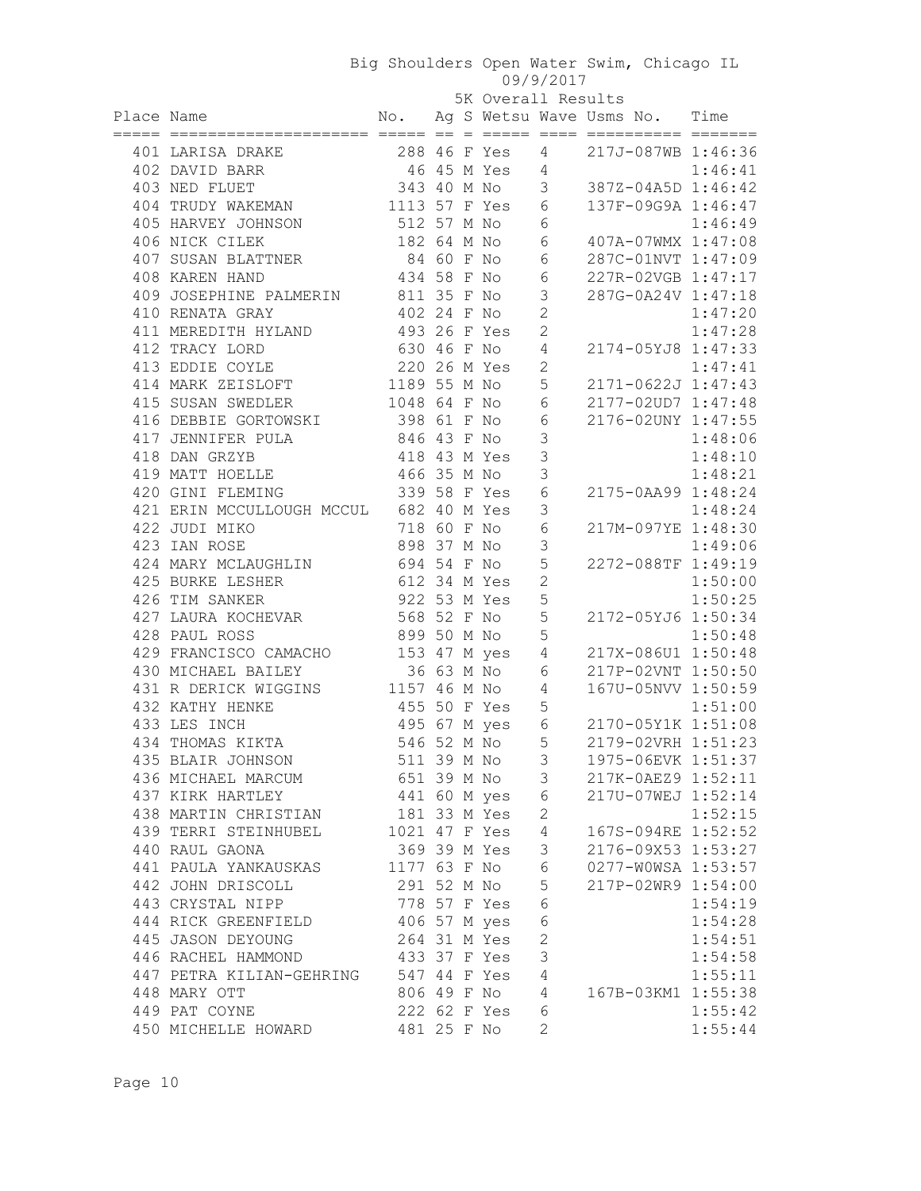Big Shoulders Open Water Swim, Chicago IL

09/9/2017

5K Overall Results

| Place | Name | No. | Ag | S | Wetsu | Wave | Usms No. | Time |
|---|---|---|---|---|---|---|---|---|
| 401 | LARISA DRAKE | 288 | 46 | F | Yes | 4 | 217J-087WB | 1:46:36 |
| 402 | DAVID BARR | 46 | 45 | M | Yes | 4 | | 1:46:41 |
| 403 | NED FLUET | 343 | 40 | M | No | 3 | 387Z-04A5D | 1:46:42 |
| 404 | TRUDY WAKEMAN | 1113 | 57 | F | Yes | 6 | 137F-09G9A | 1:46:47 |
| 405 | HARVEY JOHNSON | 512 | 57 | M | No | 6 | | 1:46:49 |
| 406 | NICK CILEK | 182 | 64 | M | No | 6 | 407A-07WMX | 1:47:08 |
| 407 | SUSAN BLATTNER | 84 | 60 | F | No | 6 | 287C-01NVT | 1:47:09 |
| 408 | KAREN HAND | 434 | 58 | F | No | 6 | 227R-02VGB | 1:47:17 |
| 409 | JOSEPHINE PALMERIN | 811 | 35 | F | No | 3 | 287G-0A24V | 1:47:18 |
| 410 | RENATA GRAY | 402 | 24 | F | No | 2 | | 1:47:20 |
| 411 | MEREDITH HYLAND | 493 | 26 | F | Yes | 2 | | 1:47:28 |
| 412 | TRACY LORD | 630 | 46 | F | No | 4 | 2174-05YJ8 | 1:47:33 |
| 413 | EDDIE COYLE | 220 | 26 | M | Yes | 2 | | 1:47:41 |
| 414 | MARK ZEISLOFT | 1189 | 55 | M | No | 5 | 2171-0622J | 1:47:43 |
| 415 | SUSAN SWEDLER | 1048 | 64 | F | No | 6 | 2177-02UD7 | 1:47:48 |
| 416 | DEBBIE GORTOWSKI | 398 | 61 | F | No | 6 | 2176-02UNY | 1:47:55 |
| 417 | JENNIFER PULA | 846 | 43 | F | No | 3 | | 1:48:06 |
| 418 | DAN GRZYB | 418 | 43 | M | Yes | 3 | | 1:48:10 |
| 419 | MATT HOELLE | 466 | 35 | M | No | 3 | | 1:48:21 |
| 420 | GINI FLEMING | 339 | 58 | F | Yes | 6 | 2175-0AA99 | 1:48:24 |
| 421 | ERIN MCCULLOUGH MCCUL | 682 | 40 | M | Yes | 3 | | 1:48:24 |
| 422 | JUDI MIKO | 718 | 60 | F | No | 6 | 217M-097YE | 1:48:30 |
| 423 | IAN ROSE | 898 | 37 | M | No | 3 | | 1:49:06 |
| 424 | MARY MCLAUGHLIN | 694 | 54 | F | No | 5 | 2272-088TF | 1:49:19 |
| 425 | BURKE LESHER | 612 | 34 | M | Yes | 2 | | 1:50:00 |
| 426 | TIM SANKER | 922 | 53 | M | Yes | 5 | | 1:50:25 |
| 427 | LAURA KOCHEVAR | 568 | 52 | F | No | 5 | 2172-05YJ6 | 1:50:34 |
| 428 | PAUL ROSS | 899 | 50 | M | No | 5 | | 1:50:48 |
| 429 | FRANCISCO CAMACHO | 153 | 47 | M | yes | 4 | 217X-086U1 | 1:50:48 |
| 430 | MICHAEL BAILEY | 36 | 63 | M | No | 6 | 217P-02VNT | 1:50:50 |
| 431 | R DERICK WIGGINS | 1157 | 46 | M | No | 4 | 167U-05NVV | 1:50:59 |
| 432 | KATHY HENKE | 455 | 50 | F | Yes | 5 | | 1:51:00 |
| 433 | LES INCH | 495 | 67 | M | yes | 6 | 2170-05Y1K | 1:51:08 |
| 434 | THOMAS KIKTA | 546 | 52 | M | No | 5 | 2179-02VRH | 1:51:23 |
| 435 | BLAIR JOHNSON | 511 | 39 | M | No | 3 | 1975-06EVK | 1:51:37 |
| 436 | MICHAEL MARCUM | 651 | 39 | M | No | 3 | 217K-0AEZ9 | 1:52:11 |
| 437 | KIRK HARTLEY | 441 | 60 | M | yes | 6 | 217U-07WEJ | 1:52:14 |
| 438 | MARTIN CHRISTIAN | 181 | 33 | M | Yes | 2 | | 1:52:15 |
| 439 | TERRI STEINHUBEL | 1021 | 47 | F | Yes | 4 | 167S-094RE | 1:52:52 |
| 440 | RAUL GAONA | 369 | 39 | M | Yes | 3 | 2176-09X53 | 1:53:27 |
| 441 | PAULA YANKAUSKAS | 1177 | 63 | F | No | 6 | 0277-W0WSA | 1:53:57 |
| 442 | JOHN DRISCOLL | 291 | 52 | M | No | 5 | 217P-02WR9 | 1:54:00 |
| 443 | CRYSTAL NIPP | 778 | 57 | F | Yes | 6 | | 1:54:19 |
| 444 | RICK GREENFIELD | 406 | 57 | M | yes | 6 | | 1:54:28 |
| 445 | JASON DEYOUNG | 264 | 31 | M | Yes | 2 | | 1:54:51 |
| 446 | RACHEL HAMMOND | 433 | 37 | F | Yes | 3 | | 1:54:58 |
| 447 | PETRA KILIAN-GEHRING | 547 | 44 | F | Yes | 4 | | 1:55:11 |
| 448 | MARY OTT | 806 | 49 | F | No | 4 | 167B-03KM1 | 1:55:38 |
| 449 | PAT COYNE | 222 | 62 | F | Yes | 6 | | 1:55:42 |
| 450 | MICHELLE HOWARD | 481 | 25 | F | No | 2 | | 1:55:44 |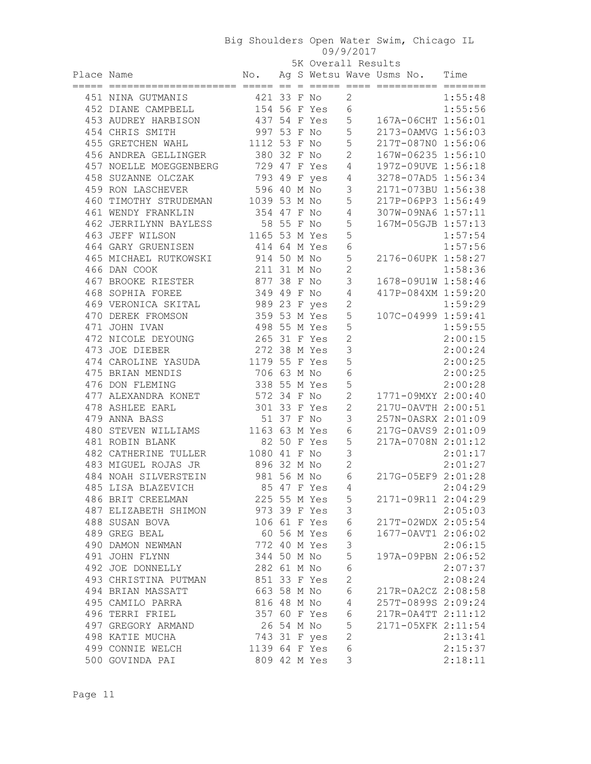Big Shoulders Open Water Swim, Chicago IL

09/9/2017

5K Overall Results

| Place | Name | No. | Ag | S | Wetsu | Wave | Usms No. | Time |
|---|---|---|---|---|---|---|---|---|
| 451 | NINA GUTMANIS | 421 | 33 | F | No | 2 | | 1:55:48 |
| 452 | DIANE CAMPBELL | 154 | 56 | F | Yes | 6 | | 1:55:56 |
| 453 | AUDREY HARBISON | 437 | 54 | F | Yes | 5 | 167A-06CHT | 1:56:01 |
| 454 | CHRIS SMITH | 997 | 53 | F | No | 5 | 2173-0AMVG | 1:56:03 |
| 455 | GRETCHEN WAHL | 1112 | 53 | F | No | 5 | 217T-087N0 | 1:56:06 |
| 456 | ANDREA GELLINGER | 380 | 32 | F | No | 2 | 167W-06235 | 1:56:10 |
| 457 | NOELLE MOEGGENBERG | 729 | 47 | F | Yes | 4 | 197Z-09UVE | 1:56:18 |
| 458 | SUZANNE OLCZAK | 793 | 49 | F | yes | 4 | 3278-07AD5 | 1:56:34 |
| 459 | RON LASCHEVER | 596 | 40 | M | No | 3 | 2171-073BU | 1:56:38 |
| 460 | TIMOTHY STRUDEMAN | 1039 | 53 | M | No | 5 | 217P-06PP3 | 1:56:49 |
| 461 | WENDY FRANKLIN | 354 | 47 | F | No | 4 | 307W-09NA6 | 1:57:11 |
| 462 | JERRILYNN BAYLESS | 58 | 55 | F | No | 5 | 167M-05GJB | 1:57:13 |
| 463 | JEFF WILSON | 1165 | 53 | M | Yes | 5 | | 1:57:54 |
| 464 | GARY GRUENISEN | 414 | 64 | M | Yes | 6 | | 1:57:56 |
| 465 | MICHAEL RUTKOWSKI | 914 | 50 | M | No | 5 | 2176-06UPK | 1:58:27 |
| 466 | DAN COOK | 211 | 31 | M | No | 2 | | 1:58:36 |
| 467 | BROOKE RIESTER | 877 | 38 | F | No | 3 | 1678-09U1W | 1:58:46 |
| 468 | SOPHIA FOREE | 349 | 49 | F | No | 4 | 417P-084XM | 1:59:20 |
| 469 | VERONICA SKITAL | 989 | 23 | F | yes | 2 | | 1:59:29 |
| 470 | DEREK FROMSON | 359 | 53 | M | Yes | 5 | 107C-04999 | 1:59:41 |
| 471 | JOHN IVAN | 498 | 55 | M | Yes | 5 | | 1:59:55 |
| 472 | NICOLE DEYOUNG | 265 | 31 | F | Yes | 2 | | 2:00:15 |
| 473 | JOE DIEBER | 272 | 38 | M | Yes | 3 | | 2:00:24 |
| 474 | CAROLINE YASUDA | 1179 | 55 | F | Yes | 5 | | 2:00:25 |
| 475 | BRIAN MENDIS | 706 | 63 | M | No | 6 | | 2:00:25 |
| 476 | DON FLEMING | 338 | 55 | M | Yes | 5 | | 2:00:28 |
| 477 | ALEXANDRA KONET | 572 | 34 | F | No | 2 | 1771-09MXY | 2:00:40 |
| 478 | ASHLEE EARL | 301 | 33 | F | Yes | 2 | 217U-0AVTH | 2:00:51 |
| 479 | ANNA BASS | 51 | 37 | F | No | 3 | 257N-0ASRX | 2:01:09 |
| 480 | STEVEN WILLIAMS | 1163 | 63 | M | Yes | 6 | 217G-0AVS9 | 2:01:09 |
| 481 | ROBIN BLANK | 82 | 50 | F | Yes | 5 | 217A-0708N | 2:01:12 |
| 482 | CATHERINE TULLER | 1080 | 41 | F | No | 3 | | 2:01:17 |
| 483 | MIGUEL ROJAS JR | 896 | 32 | M | No | 2 | | 2:01:27 |
| 484 | NOAH SILVERSTEIN | 981 | 56 | M | No | 6 | 217G-05EF9 | 2:01:28 |
| 485 | LISA BLAZEVICH | 85 | 47 | F | Yes | 4 | | 2:04:29 |
| 486 | BRIT CREELMAN | 225 | 55 | M | Yes | 5 | 2171-09R11 | 2:04:29 |
| 487 | ELIZABETH SHIMON | 973 | 39 | F | Yes | 3 | | 2:05:03 |
| 488 | SUSAN BOVA | 106 | 61 | F | Yes | 6 | 217T-02WDX | 2:05:54 |
| 489 | GREG BEAL | 60 | 56 | M | Yes | 6 | 1677-0AVT1 | 2:06:02 |
| 490 | DAMON NEWMAN | 772 | 40 | M | Yes | 3 | | 2:06:15 |
| 491 | JOHN FLYNN | 344 | 50 | M | No | 5 | 197A-09PBN | 2:06:52 |
| 492 | JOE DONNELLY | 282 | 61 | M | No | 6 | | 2:07:37 |
| 493 | CHRISTINA PUTMAN | 851 | 33 | F | Yes | 2 | | 2:08:24 |
| 494 | BRIAN MASSATT | 663 | 58 | M | No | 6 | 217R-0A2CZ | 2:08:58 |
| 495 | CAMILO PARRA | 816 | 48 | M | No | 4 | 257T-0899S | 2:09:24 |
| 496 | TERRI FRIEL | 357 | 60 | F | Yes | 6 | 217R-0A4TT | 2:11:12 |
| 497 | GREGORY ARMAND | 26 | 54 | M | No | 5 | 2171-05XFK | 2:11:54 |
| 498 | KATIE MUCHA | 743 | 31 | F | yes | 2 | | 2:13:41 |
| 499 | CONNIE WELCH | 1139 | 64 | F | Yes | 6 | | 2:15:37 |
| 500 | GOVINDA PAI | 809 | 42 | M | Yes | 3 | | 2:18:11 |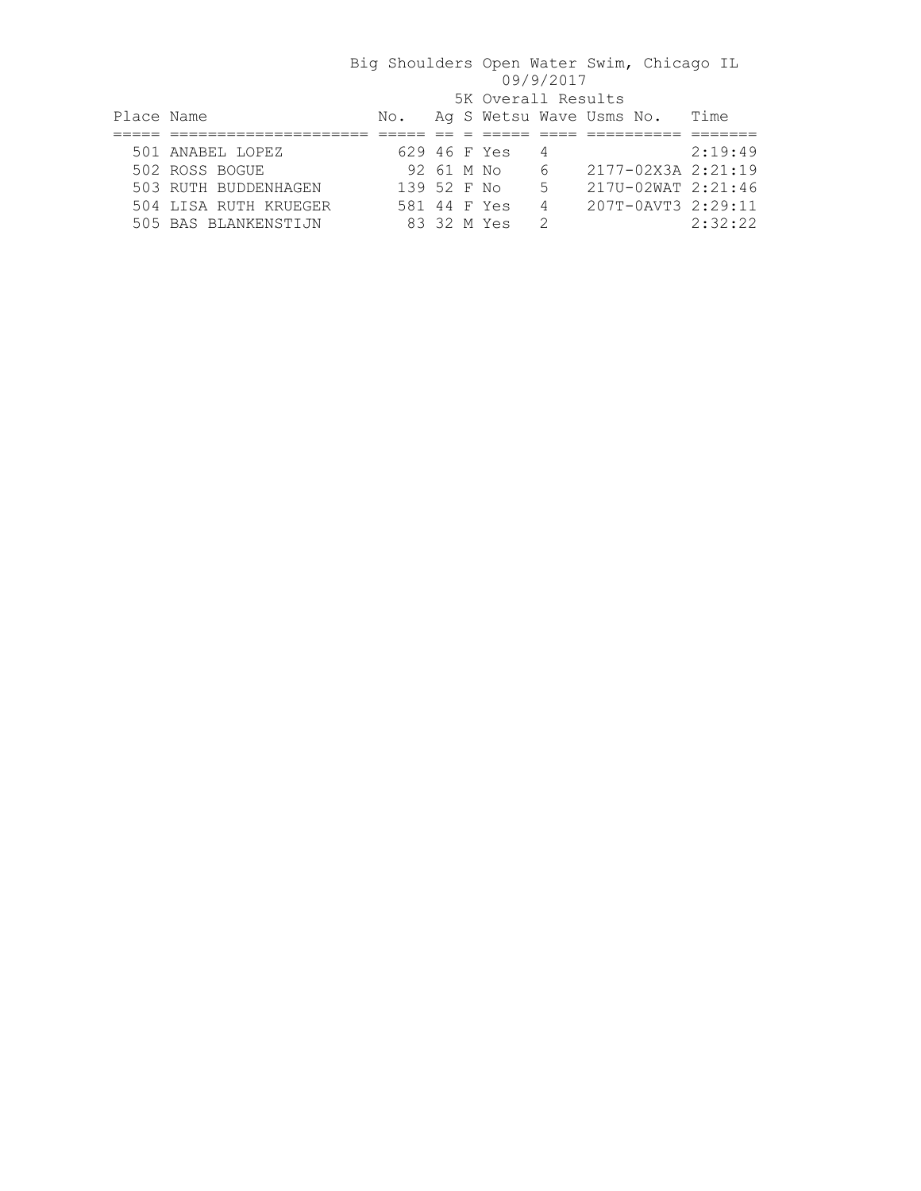Big Shoulders Open Water Swim, Chicago IL

09/9/2017

5K Overall Results

| Place | Name | No. | Ag | S | Wetsu | Wave | Usms No. | Time |
|---|---|---|---|---|---|---|---|---|
| 501 | ANABEL LOPEZ | 629 | 46 | F | Yes | 4 | | 2:19:49 |
| 502 | ROSS BOGUE | 92 | 61 | M | No | 6 | 2177-02X3A | 2:21:19 |
| 503 | RUTH BUDDENHAGEN | 139 | 52 | F | No | 5 | 217U-02WAT | 2:21:46 |
| 504 | LISA RUTH KRUEGER | 581 | 44 | F | Yes | 4 | 207T-0AVT3 | 2:29:11 |
| 505 | BAS BLANKENSTIJN | 83 | 32 | M | Yes | 2 | | 2:32:22 |